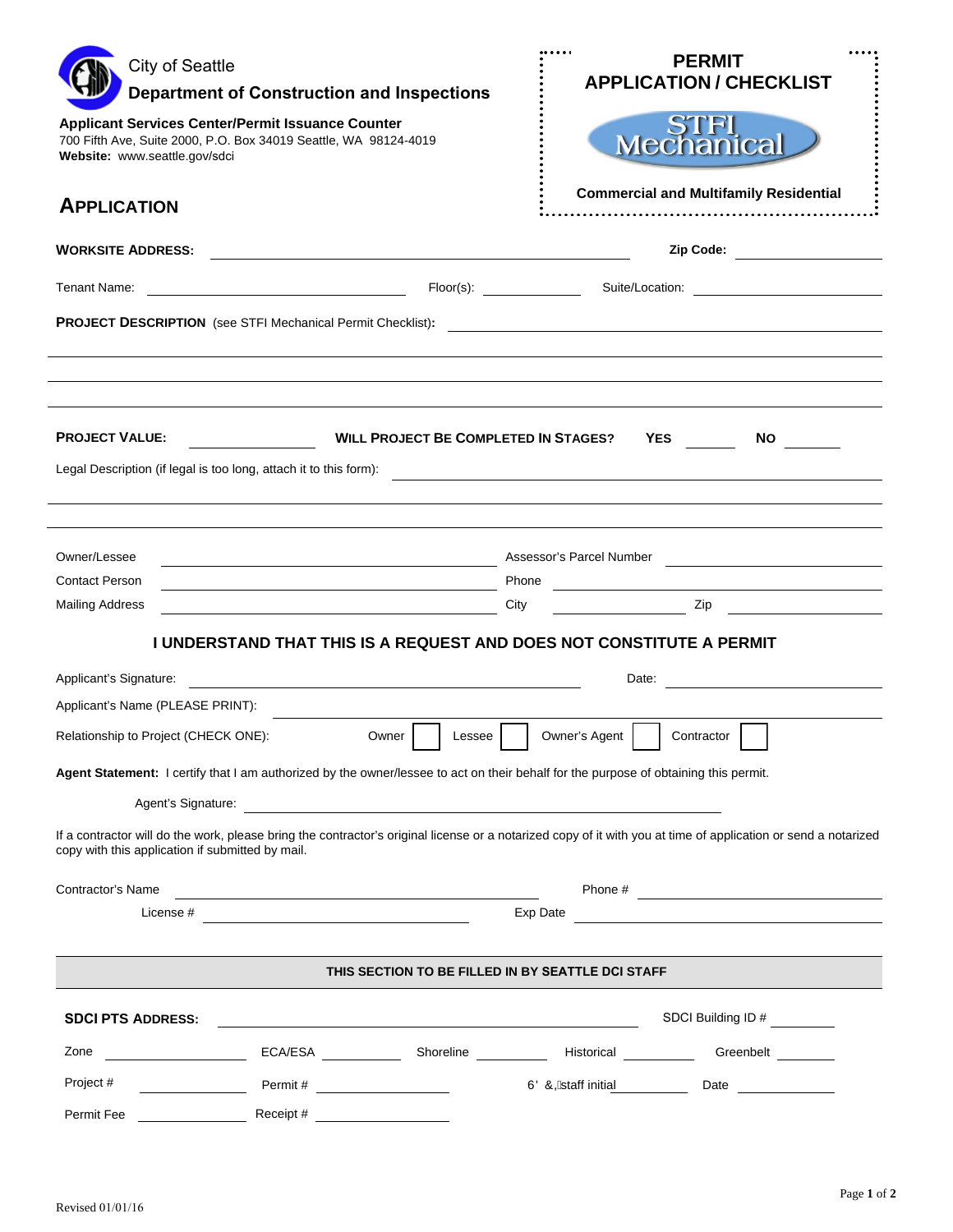City of Seattle

**Department of Construction and Inspections**

**Applicant Services Center/Permit Issuance Counter**
700 Fifth Ave, Suite 2000, P.O. Box 34019 Seattle, WA 98124-4019
**Website:** www.seattle.gov/sdci

# PERMIT APPLICATION / CHECKLIST

STFI Mechanical

**Commercial and Multifamily Residential**

## APPLICATION

**WORKSITE ADDRESS:** ______________________ **Zip Code:** __________

Tenant Name: ______________ Floor(s): ________ Suite/Location: __________

**PROJECT DESCRIPTION** (see STFI Mechanical Permit Checklist): ______________________

**PROJECT VALUE:** __________ **WILL PROJECT BE COMPLETED IN STAGES?** **YES** ______ **NO** ______

Legal Description (if legal is too long, attach it to this form): ______________________

Owner/Lessee ______________ Assessor's Parcel Number ______________

Contact Person ______________ Phone ______________

Mailing Address ______________ City ______________ Zip ______________

### I UNDERSTAND THAT THIS IS A REQUEST AND DOES NOT CONSTITUTE A PERMIT

Applicant's Signature: ______________ Date: ______________

Applicant's Name (PLEASE PRINT): ______________

Relationship to Project (CHECK ONE): Owner ☐ Lessee ☐ Owner's Agent ☐ Contractor ☐

**Agent Statement:** I certify that I am authorized by the owner/lessee to act on their behalf for the purpose of obtaining this permit.

Agent's Signature: ______________

If a contractor will do the work, please bring the contractor's original license or a notarized copy of it with you at time of application or send a notarized copy with this application if submitted by mail.

Contractor's Name ______________ Phone # ______________

License # ______________ Exp Date ______________

**THIS SECTION TO BE FILLED IN BY SEATTLE DCI STAFF**

**SDCI PTS ADDRESS:** ______________ SDCI Building ID # ________

Zone ________ ECA/ESA ________ Shoreline ________ Historical ________ Greenbelt ________

Project # ________ Permit # ________ SDCI staff initial ________ Date ________

Permit Fee ________ Receipt # ________

Revised 01/01/16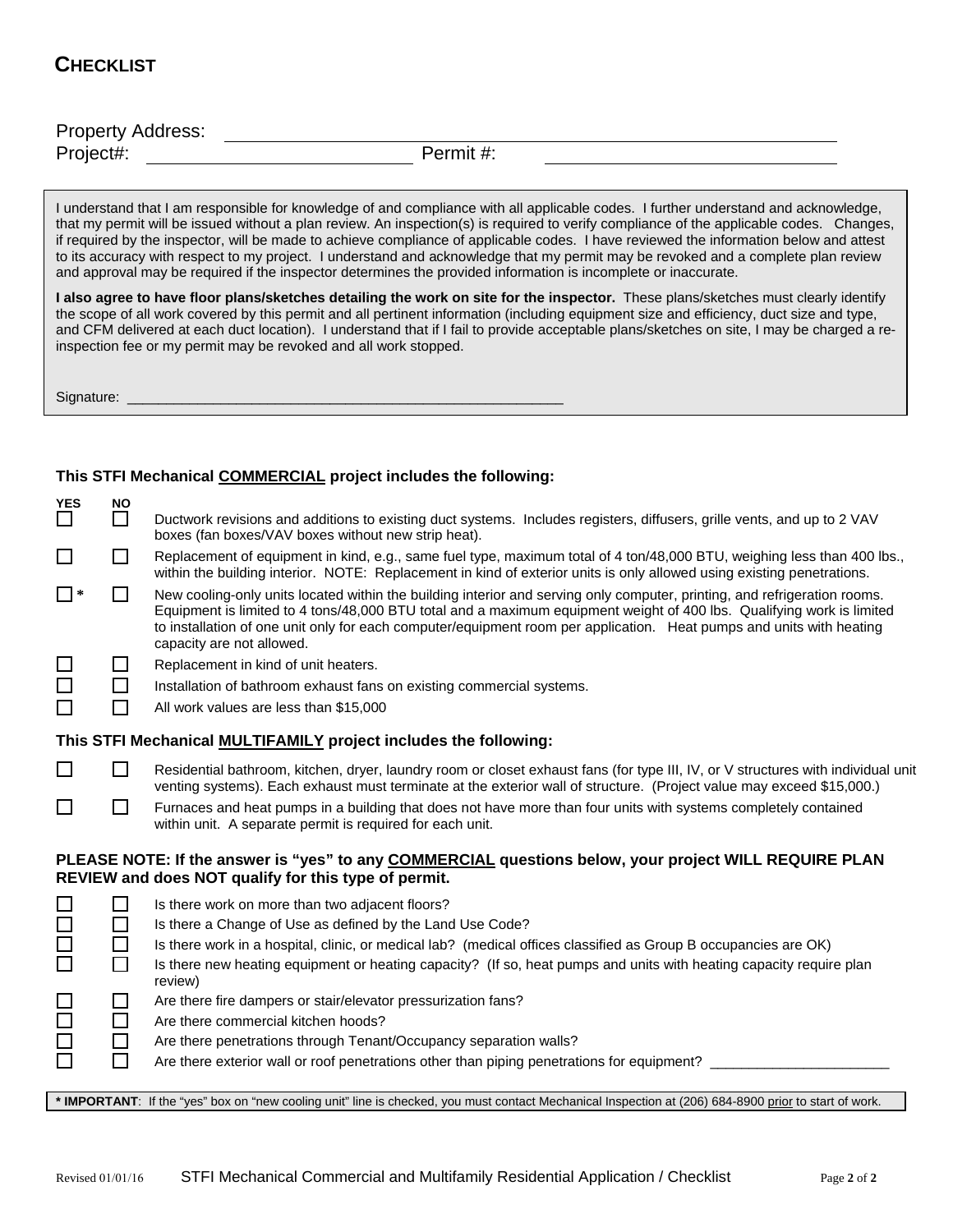## CHECKLIST

Property Address: ______________________________

Project#: ____________________ Permit #: ____________________

I understand that I am responsible for knowledge of and compliance with all applicable codes. I further understand and acknowledge, that my permit will be issued without a plan review. An inspection(s) is required to verify compliance of the applicable codes. Changes, if required by the inspector, will be made to achieve compliance of applicable codes. I have reviewed the information below and attest to its accuracy with respect to my project. I understand and acknowledge that my permit may be revoked and a complete plan review and approval may be required if the inspector determines the provided information is incomplete or inaccurate.

**I also agree to have floor plans/sketches detailing the work on site for the inspector.** These plans/sketches must clearly identify the scope of all work covered by this permit and all pertinent information (including equipment size and efficiency, duct size and type, and CFM delivered at each duct location). I understand that if I fail to provide acceptable plans/sketches on site, I may be charged a re-inspection fee or my permit may be revoked and all work stopped.

Signature: ______________________________________________________

**This STFI Mechanical COMMERCIAL project includes the following:**

| YES | NO | |
|---|---|---|
| ☐ | ☐ | Ductwork revisions and additions to existing duct systems. Includes registers, diffusers, grille vents, and up to 2 VAV boxes (fan boxes/VAV boxes without new strip heat). |
| ☐ | ☐ | Replacement of equipment in kind, e.g., same fuel type, maximum total of 4 ton/48,000 BTU, weighing less than 400 lbs., within the building interior. NOTE: Replacement in kind of exterior units is only allowed using existing penetrations. |
| ☐ * | ☐ | New cooling-only units located within the building interior and serving only computer, printing, and refrigeration rooms. Equipment is limited to 4 tons/48,000 BTU total and a maximum equipment weight of 400 lbs. Qualifying work is limited to installation of one unit only for each computer/equipment room per application. Heat pumps and units with heating capacity are not allowed. |
| ☐ | ☐ | Replacement in kind of unit heaters. |
| ☐ | ☐ | Installation of bathroom exhaust fans on existing commercial systems. |
| ☐ | ☐ | All work values are less than $15,000 |

**This STFI Mechanical MULTIFAMILY project includes the following:**

| | | |
|---|---|---|
| ☐ | ☐ | Residential bathroom, kitchen, dryer, laundry room or closet exhaust fans (for type III, IV, or V structures with individual unit venting systems). Each exhaust must terminate at the exterior wall of structure. (Project value may exceed $15,000.) |
| ☐ | ☐ | Furnaces and heat pumps in a building that does not have more than four units with systems completely contained within unit. A separate permit is required for each unit. |

**PLEASE NOTE: If the answer is "yes" to any COMMERCIAL questions below, your project WILL REQUIRE PLAN REVIEW and does NOT qualify for this type of permit.**

| | | |
|---|---|---|
| ☐ | ☐ | Is there work on more than two adjacent floors? |
| ☐ | ☐ | Is there a Change of Use as defined by the Land Use Code? |
| ☐ | ☐ | Is there work in a hospital, clinic, or medical lab? (medical offices classified as Group B occupancies are OK) |
| ☐ | ☐ | Is there new heating equipment or heating capacity? (If so, heat pumps and units with heating capacity require plan review) |
| ☐ | ☐ | Are there fire dampers or stair/elevator pressurization fans? |
| ☐ | ☐ | Are there commercial kitchen hoods? |
| ☐ | ☐ | Are there penetrations through Tenant/Occupancy separation walls? |
| ☐ | ☐ | Are there exterior wall or roof penetrations other than piping penetrations for equipment? ______________________ |

**\* IMPORTANT**: If the "yes" box on "new cooling unit" line is checked, you must contact Mechanical Inspection at (206) 684-8900 prior to start of work.